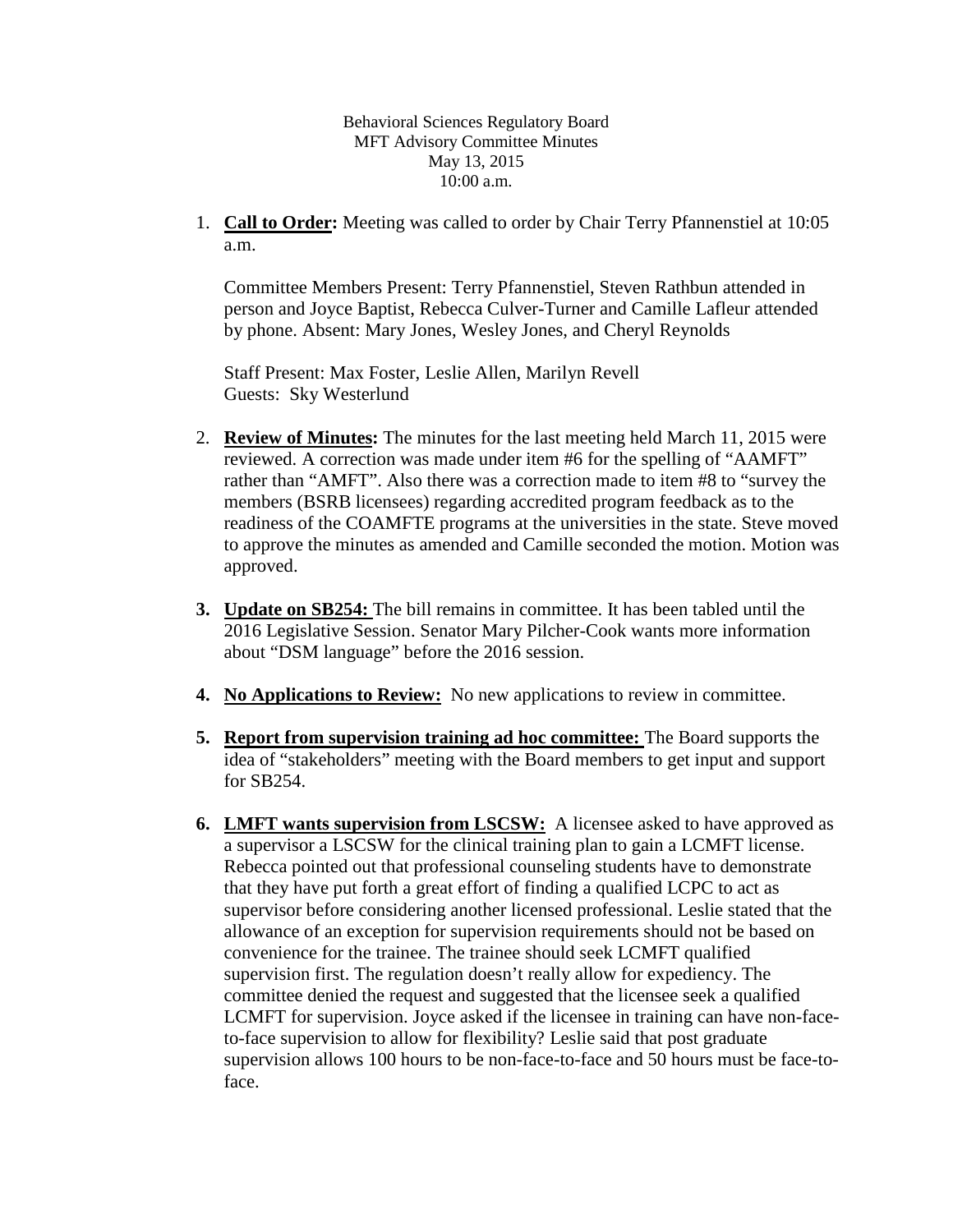Behavioral Sciences Regulatory Board
MFT Advisory Committee Minutes
May 13, 2015
10:00 a.m.

1. **Call to Order:** Meeting was called to order by Chair Terry Pfannenstiel at 10:05 a.m.

   Committee Members Present: Terry Pfannenstiel, Steven Rathbun attended in person and Joyce Baptist, Rebecca Culver-Turner and Camille Lafleur attended by phone. Absent: Mary Jones, Wesley Jones, and Cheryl Reynolds

   Staff Present: Max Foster, Leslie Allen, Marilyn Revell
   Guests: Sky Westerlund

2. **Review of Minutes:** The minutes for the last meeting held March 11, 2015 were reviewed. A correction was made under item #6 for the spelling of "AAMFT" rather than "AMFT". Also there was a correction made to item #8 to "survey the members (BSRB licensees) regarding accredited program feedback as to the readiness of the COAMFTE programs at the universities in the state. Steve moved to approve the minutes as amended and Camille seconded the motion. Motion was approved.

3. **Update on SB254:** The bill remains in committee. It has been tabled until the 2016 Legislative Session. Senator Mary Pilcher-Cook wants more information about "DSM language" before the 2016 session.

4. **No Applications to Review:** No new applications to review in committee.

5. **Report from supervision training ad hoc committee:** The Board supports the idea of "stakeholders" meeting with the Board members to get input and support for SB254.

6. **LMFT wants supervision from LSCSW:** A licensee asked to have approved as a supervisor a LSCSW for the clinical training plan to gain a LCMFT license. Rebecca pointed out that professional counseling students have to demonstrate that they have put forth a great effort of finding a qualified LCPC to act as supervisor before considering another licensed professional. Leslie stated that the allowance of an exception for supervision requirements should not be based on convenience for the trainee. The trainee should seek LCMFT qualified supervision first. The regulation doesn't really allow for expediency. The committee denied the request and suggested that the licensee seek a qualified LCMFT for supervision. Joyce asked if the licensee in training can have non-face-to-face supervision to allow for flexibility? Leslie said that post graduate supervision allows 100 hours to be non-face-to-face and 50 hours must be face-to-face.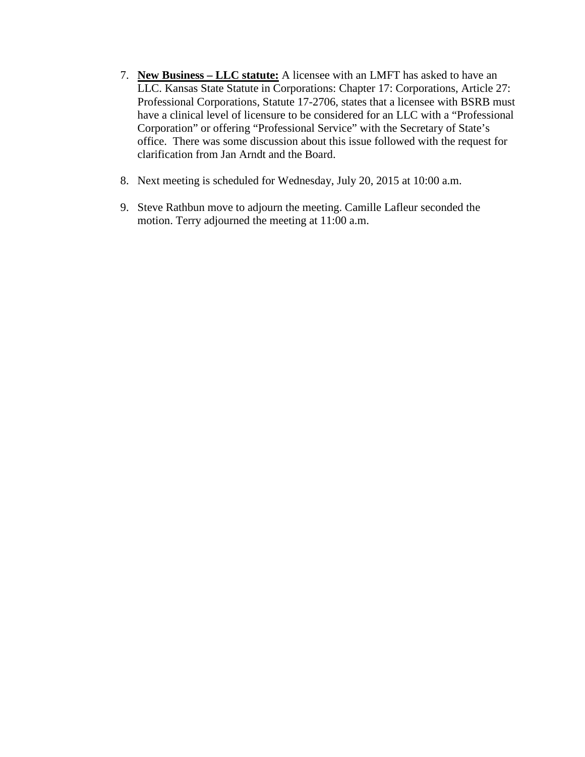7. **New Business – LLC statute:** A licensee with an LMFT has asked to have an LLC. Kansas State Statute in Corporations: Chapter 17: Corporations, Article 27: Professional Corporations, Statute 17-2706, states that a licensee with BSRB must have a clinical level of licensure to be considered for an LLC with a "Professional Corporation" or offering "Professional Service" with the Secretary of State's office. There was some discussion about this issue followed with the request for clarification from Jan Arndt and the Board.

8. Next meeting is scheduled for Wednesday, July 20, 2015 at 10:00 a.m.

9. Steve Rathbun move to adjourn the meeting. Camille Lafleur seconded the motion. Terry adjourned the meeting at 11:00 a.m.